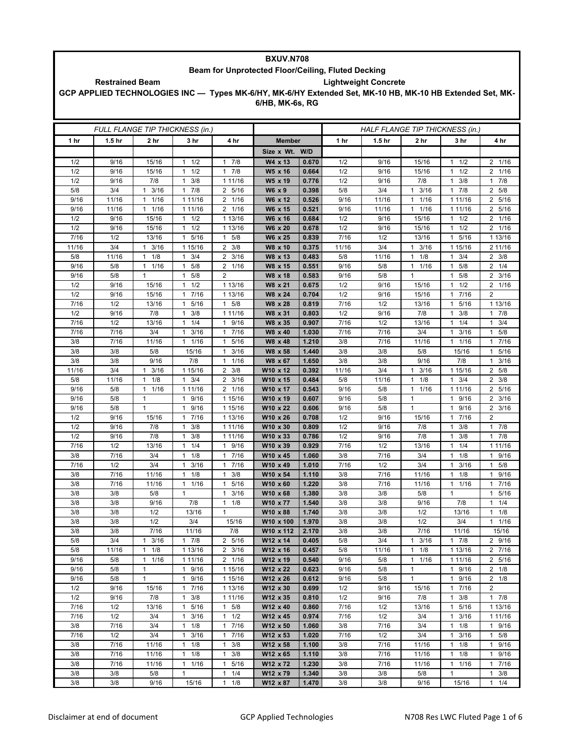# BXUV.N708

## Beam for Unprotected Floor/Ceiling, Fluted Decking

**Restrained Beam** — **Lightweight Concrete**

**GCP APPLIED TECHNOLOGIES INC — Types MK-6/HY, MK-6/HY Extended Set, MK-10 HB, MK-10 HB Extended Set, MK-6/HB, MK-6s, RG**

| *FULL FLANGE TIP THICKNESS (in.)* | | | | | | | *HALF FLANGE TIP THICKNESS (in.)* | | | | |
|---|---|---|---|---|---|---|---|---|---|---|---|
| **1 hr** | **1.5 hr** | **2 hr** | **3 hr** | **4 hr** | **Member** | | **1 hr** | **1.5 hr** | **2 hr** | **3 hr** | **4 hr** |
| | | | | | **Size x Wt.** | **W/D** | | | | | |
| 1/2 | 9/16 | 15/16 | 1 1/2 | 1 7/8 | W4 x 13 | 0.670 | 1/2 | 9/16 | 15/16 | 1 1/2 | 2 1/16 |
| 1/2 | 9/16 | 15/16 | 1 1/2 | 1 7/8 | W5 x 16 | 0.664 | 1/2 | 9/16 | 15/16 | 1 1/2 | 2 1/16 |
| 1/2 | 9/16 | 7/8 | 1 3/8 | 1 11/16 | W5 x 19 | 0.776 | 1/2 | 9/16 | 7/8 | 1 3/8 | 1 7/8 |
| 5/8 | 3/4 | 1 3/16 | 1 7/8 | 2 5/16 | W6 x 9 | 0.398 | 5/8 | 3/4 | 1 3/16 | 1 7/8 | 2 5/8 |
| 9/16 | 11/16 | 1 1/16 | 1 11/16 | 2 1/16 | W6 x 12 | 0.526 | 9/16 | 11/16 | 1 1/16 | 1 11/16 | 2 5/16 |
| 9/16 | 11/16 | 1 1/16 | 1 11/16 | 2 1/16 | W6 x 15 | 0.521 | 9/16 | 11/16 | 1 1/16 | 1 11/16 | 2 5/16 |
| 1/2 | 9/16 | 15/16 | 1 1/2 | 1 13/16 | W6 x 16 | 0.684 | 1/2 | 9/16 | 15/16 | 1 1/2 | 2 1/16 |
| 1/2 | 9/16 | 15/16 | 1 1/2 | 1 13/16 | W6 x 20 | 0.678 | 1/2 | 9/16 | 15/16 | 1 1/2 | 2 1/16 |
| 7/16 | 1/2 | 13/16 | 1 5/16 | 1 5/8 | W6 x 25 | 0.839 | 7/16 | 1/2 | 13/16 | 1 5/16 | 1 13/16 |
| 11/16 | 3/4 | 1 3/16 | 1 15/16 | 2 3/8 | W8 x 10 | 0.375 | 11/16 | 3/4 | 1 3/16 | 1 15/16 | 2 11/16 |
| 5/8 | 11/16 | 1 1/8 | 1 3/4 | 2 3/16 | W8 x 13 | 0.483 | 5/8 | 11/16 | 1 1/8 | 1 3/4 | 2 3/8 |
| 9/16 | 5/8 | 1 1/16 | 1 5/8 | 2 1/16 | W8 x 15 | 0.551 | 9/16 | 5/8 | 1 1/16 | 1 5/8 | 2 1/4 |
| 9/16 | 5/8 | 1 | 1 5/8 | 2 | W8 x 18 | 0.583 | 9/16 | 5/8 | 1 | 1 5/8 | 2 3/16 |
| 1/2 | 9/16 | 15/16 | 1 1/2 | 1 13/16 | W8 x 21 | 0.675 | 1/2 | 9/16 | 15/16 | 1 1/2 | 2 1/16 |
| 1/2 | 9/16 | 15/16 | 1 7/16 | 1 13/16 | W8 x 24 | 0.704 | 1/2 | 9/16 | 15/16 | 1 7/16 | 2 |
| 7/16 | 1/2 | 13/16 | 1 5/16 | 1 5/8 | W8 x 28 | 0.819 | 7/16 | 1/2 | 13/16 | 1 5/16 | 1 13/16 |
| 1/2 | 9/16 | 7/8 | 1 3/8 | 1 11/16 | W8 x 31 | 0.803 | 1/2 | 9/16 | 7/8 | 1 3/8 | 1 7/8 |
| 7/16 | 1/2 | 13/16 | 1 1/4 | 1 9/16 | W8 x 35 | 0.907 | 7/16 | 1/2 | 13/16 | 1 1/4 | 1 3/4 |
| 7/16 | 7/16 | 3/4 | 1 3/16 | 1 7/16 | W8 x 40 | 1.030 | 7/16 | 7/16 | 3/4 | 1 3/16 | 1 5/8 |
| 3/8 | 7/16 | 11/16 | 1 1/16 | 1 5/16 | W8 x 48 | 1.210 | 3/8 | 7/16 | 11/16 | 1 1/16 | 1 7/16 |
| 3/8 | 3/8 | 5/8 | 15/16 | 1 3/16 | W8 x 58 | 1.440 | 3/8 | 3/8 | 5/8 | 15/16 | 1 5/16 |
| 3/8 | 3/8 | 9/16 | 7/8 | 1 1/16 | W8 x 67 | 1.650 | 3/8 | 3/8 | 9/16 | 7/8 | 1 3/16 |
| 11/16 | 3/4 | 1 3/16 | 1 15/16 | 2 3/8 | W10 x 12 | 0.392 | 11/16 | 3/4 | 1 3/16 | 1 15/16 | 2 5/8 |
| 5/8 | 11/16 | 1 1/8 | 1 3/4 | 2 3/16 | W10 x 15 | 0.484 | 5/8 | 11/16 | 1 1/8 | 1 3/4 | 2 3/8 |
| 9/16 | 5/8 | 1 1/16 | 1 11/16 | 2 1/16 | W10 x 17 | 0.543 | 9/16 | 5/8 | 1 1/16 | 1 11/16 | 2 5/16 |
| 9/16 | 5/8 | 1 | 1 9/16 | 1 15/16 | W10 x 19 | 0.607 | 9/16 | 5/8 | 1 | 1 9/16 | 2 3/16 |
| 9/16 | 5/8 | 1 | 1 9/16 | 1 15/16 | W10 x 22 | 0.606 | 9/16 | 5/8 | 1 | 1 9/16 | 2 3/16 |
| 1/2 | 9/16 | 15/16 | 1 7/16 | 1 13/16 | W10 x 26 | 0.708 | 1/2 | 9/16 | 15/16 | 1 7/16 | 2 |
| 1/2 | 9/16 | 7/8 | 1 3/8 | 1 11/16 | W10 x 30 | 0.809 | 1/2 | 9/16 | 7/8 | 1 3/8 | 1 7/8 |
| 1/2 | 9/16 | 7/8 | 1 3/8 | 1 11/16 | W10 x 33 | 0.786 | 1/2 | 9/16 | 7/8 | 1 3/8 | 1 7/8 |
| 7/16 | 1/2 | 13/16 | 1 1/4 | 1 9/16 | W10 x 39 | 0.929 | 7/16 | 1/2 | 13/16 | 1 1/4 | 1 11/16 |
| 3/8 | 7/16 | 3/4 | 1 1/8 | 1 7/16 | W10 x 45 | 1.060 | 3/8 | 7/16 | 3/4 | 1 1/8 | 1 9/16 |
| 7/16 | 1/2 | 3/4 | 1 3/16 | 1 7/16 | W10 x 49 | 1.010 | 7/16 | 1/2 | 3/4 | 1 3/16 | 1 5/8 |
| 3/8 | 7/16 | 11/16 | 1 1/8 | 1 3/8 | W10 x 54 | 1.110 | 3/8 | 7/16 | 11/16 | 1 1/8 | 1 9/16 |
| 3/8 | 7/16 | 11/16 | 1 1/16 | 1 5/16 | W10 x 60 | 1.220 | 3/8 | 7/16 | 11/16 | 1 1/16 | 1 7/16 |
| 3/8 | 3/8 | 5/8 | 1 | 1 3/16 | W10 x 68 | 1.380 | 3/8 | 3/8 | 5/8 | 1 | 1 5/16 |
| 3/8 | 3/8 | 9/16 | 7/8 | 1 1/8 | W10 x 77 | 1.540 | 3/8 | 3/8 | 9/16 | 7/8 | 1 1/4 |
| 3/8 | 3/8 | 1/2 | 13/16 | 1 | W10 x 88 | 1.740 | 3/8 | 3/8 | 1/2 | 13/16 | 1 1/8 |
| 3/8 | 3/8 | 1/2 | 3/4 | 15/16 | W10 x 100 | 1.970 | 3/8 | 3/8 | 1/2 | 3/4 | 1 1/16 |
| 3/8 | 3/8 | 7/16 | 11/16 | 7/8 | W10 x 112 | 2.170 | 3/8 | 3/8 | 7/16 | 11/16 | 15/16 |
| 5/8 | 3/4 | 1 3/16 | 1 7/8 | 2 5/16 | W12 x 14 | 0.405 | 5/8 | 3/4 | 1 3/16 | 1 7/8 | 2 9/16 |
| 5/8 | 11/16 | 1 1/8 | 1 13/16 | 2 3/16 | W12 x 16 | 0.457 | 5/8 | 11/16 | 1 1/8 | 1 13/16 | 2 7/16 |
| 9/16 | 5/8 | 1 1/16 | 1 11/16 | 2 1/16 | W12 x 19 | 0.540 | 9/16 | 5/8 | 1 1/16 | 1 11/16 | 2 5/16 |
| 9/16 | 5/8 | 1 | 1 9/16 | 1 15/16 | W12 x 22 | 0.623 | 9/16 | 5/8 | 1 | 1 9/16 | 2 1/8 |
| 9/16 | 5/8 | 1 | 1 9/16 | 1 15/16 | W12 x 26 | 0.612 | 9/16 | 5/8 | 1 | 1 9/16 | 2 1/8 |
| 1/2 | 9/16 | 15/16 | 1 7/16 | 1 13/16 | W12 x 30 | 0.699 | 1/2 | 9/16 | 15/16 | 1 7/16 | 2 |
| 1/2 | 9/16 | 7/8 | 1 3/8 | 1 11/16 | W12 x 35 | 0.810 | 1/2 | 9/16 | 7/8 | 1 3/8 | 1 7/8 |
| 7/16 | 1/2 | 13/16 | 1 5/16 | 1 5/8 | W12 x 40 | 0.860 | 7/16 | 1/2 | 13/16 | 1 5/16 | 1 13/16 |
| 7/16 | 1/2 | 3/4 | 1 3/16 | 1 1/2 | W12 x 45 | 0.974 | 7/16 | 1/2 | 3/4 | 1 3/16 | 1 11/16 |
| 3/8 | 7/16 | 3/4 | 1 1/8 | 1 7/16 | W12 x 50 | 1.060 | 3/8 | 7/16 | 3/4 | 1 1/8 | 1 9/16 |
| 7/16 | 1/2 | 3/4 | 1 3/16 | 1 7/16 | W12 x 53 | 1.020 | 7/16 | 1/2 | 3/4 | 1 3/16 | 1 5/8 |
| 3/8 | 7/16 | 11/16 | 1 1/8 | 1 3/8 | W12 x 58 | 1.100 | 3/8 | 7/16 | 11/16 | 1 1/8 | 1 9/16 |
| 3/8 | 7/16 | 11/16 | 1 1/8 | 1 3/8 | W12 x 65 | 1.110 | 3/8 | 7/16 | 11/16 | 1 1/8 | 1 9/16 |
| 3/8 | 7/16 | 11/16 | 1 1/16 | 1 5/16 | W12 x 72 | 1.230 | 3/8 | 7/16 | 11/16 | 1 1/16 | 1 7/16 |
| 3/8 | 3/8 | 5/8 | 1 | 1 1/4 | W12 x 79 | 1.340 | 3/8 | 3/8 | 5/8 | 1 | 1 3/8 |
| 3/8 | 3/8 | 9/16 | 15/16 | 1 1/8 | W12 x 87 | 1.470 | 3/8 | 3/8 | 9/16 | 15/16 | 1 1/4 |

Disclaimer at end of document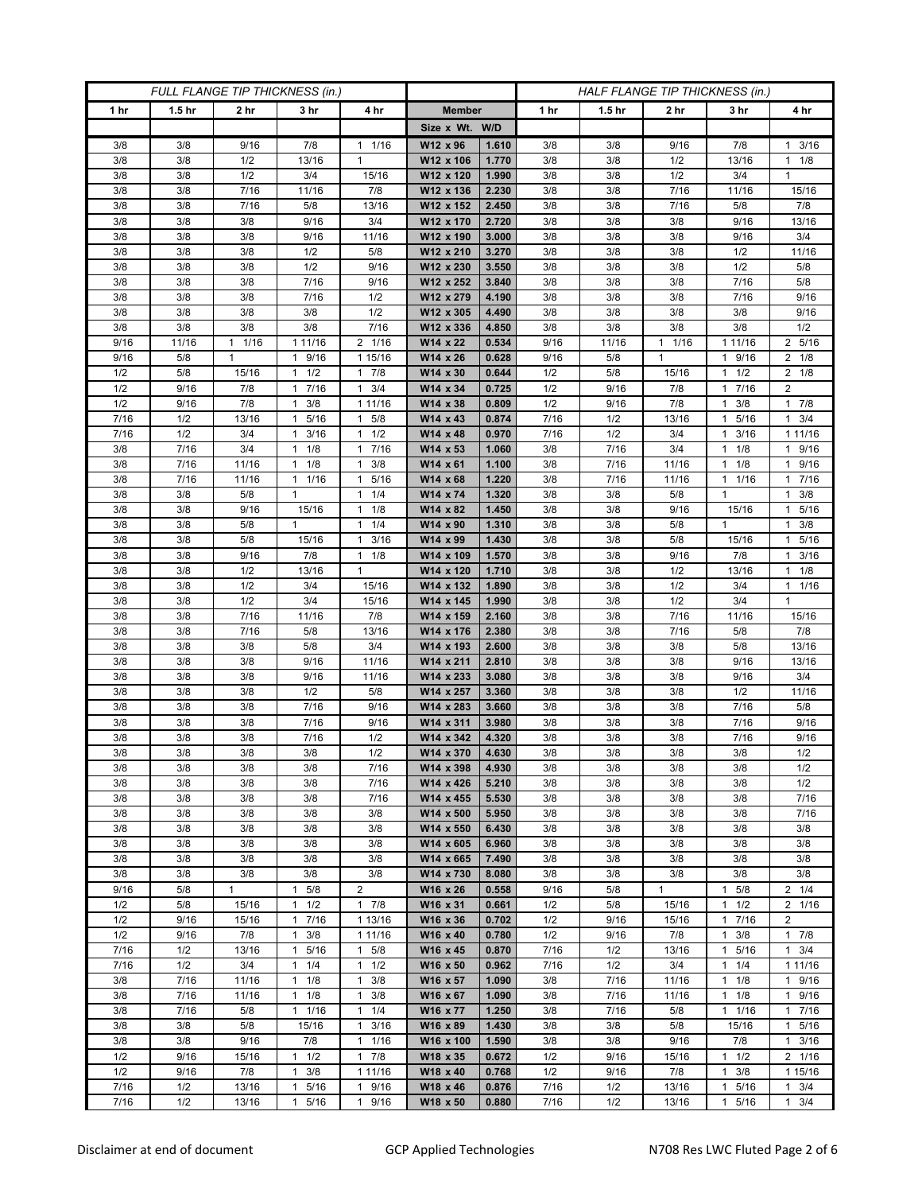| FULL FLANGE TIP THICKNESS (in.) | | | | | | | HALF FLANGE TIP THICKNESS (in.) | | | | |
|---|---|---|---|---|---|---|---|---|---|---|---|
| 1 hr | 1.5 hr | 2 hr | 3 hr | 4 hr | Member | | 1 hr | 1.5 hr | 2 hr | 3 hr | 4 hr |
| | | | | | Size x Wt. | W/D | | | | | |
| 3/8 | 3/8 | 9/16 | 7/8 | 1 1/16 | W12 x 96 | 1.610 | 3/8 | 3/8 | 9/16 | 7/8 | 1 3/16 |
| 3/8 | 3/8 | 1/2 | 13/16 | 1 | W12 x 106 | 1.770 | 3/8 | 3/8 | 1/2 | 13/16 | 1 1/8 |
| 3/8 | 3/8 | 1/2 | 3/4 | 15/16 | W12 x 120 | 1.990 | 3/8 | 3/8 | 1/2 | 3/4 | 1 |
| 3/8 | 3/8 | 7/16 | 11/16 | 7/8 | W12 x 136 | 2.230 | 3/8 | 3/8 | 7/16 | 11/16 | 15/16 |
| 3/8 | 3/8 | 7/16 | 5/8 | 13/16 | W12 x 152 | 2.450 | 3/8 | 3/8 | 7/16 | 5/8 | 7/8 |
| 3/8 | 3/8 | 3/8 | 9/16 | 3/4 | W12 x 170 | 2.720 | 3/8 | 3/8 | 3/8 | 9/16 | 13/16 |
| 3/8 | 3/8 | 3/8 | 9/16 | 11/16 | W12 x 190 | 3.000 | 3/8 | 3/8 | 3/8 | 9/16 | 3/4 |
| 3/8 | 3/8 | 3/8 | 1/2 | 5/8 | W12 x 210 | 3.270 | 3/8 | 3/8 | 3/8 | 1/2 | 11/16 |
| 3/8 | 3/8 | 3/8 | 1/2 | 9/16 | W12 x 230 | 3.550 | 3/8 | 3/8 | 3/8 | 1/2 | 5/8 |
| 3/8 | 3/8 | 3/8 | 7/16 | 9/16 | W12 x 252 | 3.840 | 3/8 | 3/8 | 3/8 | 7/16 | 5/8 |
| 3/8 | 3/8 | 3/8 | 7/16 | 1/2 | W12 x 279 | 4.190 | 3/8 | 3/8 | 3/8 | 7/16 | 9/16 |
| 3/8 | 3/8 | 3/8 | 3/8 | 1/2 | W12 x 305 | 4.490 | 3/8 | 3/8 | 3/8 | 3/8 | 9/16 |
| 3/8 | 3/8 | 3/8 | 3/8 | 7/16 | W12 x 336 | 4.850 | 3/8 | 3/8 | 3/8 | 3/8 | 1/2 |
| 9/16 | 11/16 | 1 1/16 | 1 11/16 | 2 1/16 | W14 x 22 | 0.534 | 9/16 | 11/16 | 1 1/16 | 1 11/16 | 2 5/16 |
| 9/16 | 5/8 | 1 | 1 9/16 | 1 15/16 | W14 x 26 | 0.628 | 9/16 | 5/8 | 1 | 1 9/16 | 2 1/8 |
| 1/2 | 5/8 | 15/16 | 1 1/2 | 1 7/8 | W14 x 30 | 0.644 | 1/2 | 5/8 | 15/16 | 1 1/2 | 2 1/8 |
| 1/2 | 9/16 | 7/8 | 1 7/16 | 1 3/4 | W14 x 34 | 0.725 | 1/2 | 9/16 | 7/8 | 1 7/16 | 2 |
| 1/2 | 9/16 | 7/8 | 1 3/8 | 1 11/16 | W14 x 38 | 0.809 | 1/2 | 9/16 | 7/8 | 1 3/8 | 1 7/8 |
| 7/16 | 1/2 | 13/16 | 1 5/16 | 1 5/8 | W14 x 43 | 0.874 | 7/16 | 1/2 | 13/16 | 1 5/16 | 1 3/4 |
| 7/16 | 1/2 | 3/4 | 1 3/16 | 1 1/2 | W14 x 48 | 0.970 | 7/16 | 1/2 | 3/4 | 1 3/16 | 1 11/16 |
| 3/8 | 7/16 | 3/4 | 1 1/8 | 1 7/16 | W14 x 53 | 1.060 | 3/8 | 7/16 | 3/4 | 1 1/8 | 1 9/16 |
| 3/8 | 7/16 | 11/16 | 1 1/8 | 1 3/8 | W14 x 61 | 1.100 | 3/8 | 7/16 | 11/16 | 1 1/8 | 1 9/16 |
| 3/8 | 7/16 | 11/16 | 1 1/16 | 1 5/16 | W14 x 68 | 1.220 | 3/8 | 7/16 | 11/16 | 1 1/16 | 1 7/16 |
| 3/8 | 3/8 | 5/8 | 1 | 1 1/4 | W14 x 74 | 1.320 | 3/8 | 3/8 | 5/8 | 1 | 1 3/8 |
| 3/8 | 3/8 | 9/16 | 15/16 | 1 1/8 | W14 x 82 | 1.450 | 3/8 | 3/8 | 9/16 | 15/16 | 1 5/16 |
| 3/8 | 3/8 | 5/8 | 1 | 1 1/4 | W14 x 90 | 1.310 | 3/8 | 3/8 | 5/8 | 1 | 1 3/8 |
| 3/8 | 3/8 | 5/8 | 15/16 | 1 3/16 | W14 x 99 | 1.430 | 3/8 | 3/8 | 5/8 | 15/16 | 1 5/16 |
| 3/8 | 3/8 | 9/16 | 7/8 | 1 1/8 | W14 x 109 | 1.570 | 3/8 | 3/8 | 9/16 | 7/8 | 1 3/16 |
| 3/8 | 3/8 | 1/2 | 13/16 | 1 | W14 x 120 | 1.710 | 3/8 | 3/8 | 1/2 | 13/16 | 1 1/8 |
| 3/8 | 3/8 | 1/2 | 3/4 | 15/16 | W14 x 132 | 1.890 | 3/8 | 3/8 | 1/2 | 3/4 | 1 1/16 |
| 3/8 | 3/8 | 1/2 | 3/4 | 15/16 | W14 x 145 | 1.990 | 3/8 | 3/8 | 1/2 | 3/4 | 1 |
| 3/8 | 3/8 | 7/16 | 11/16 | 7/8 | W14 x 159 | 2.160 | 3/8 | 3/8 | 7/16 | 11/16 | 15/16 |
| 3/8 | 3/8 | 7/16 | 5/8 | 13/16 | W14 x 176 | 2.380 | 3/8 | 3/8 | 7/16 | 5/8 | 7/8 |
| 3/8 | 3/8 | 3/8 | 5/8 | 3/4 | W14 x 193 | 2.600 | 3/8 | 3/8 | 3/8 | 5/8 | 13/16 |
| 3/8 | 3/8 | 3/8 | 9/16 | 11/16 | W14 x 211 | 2.810 | 3/8 | 3/8 | 3/8 | 9/16 | 13/16 |
| 3/8 | 3/8 | 3/8 | 9/16 | 11/16 | W14 x 233 | 3.080 | 3/8 | 3/8 | 3/8 | 9/16 | 3/4 |
| 3/8 | 3/8 | 3/8 | 1/2 | 5/8 | W14 x 257 | 3.360 | 3/8 | 3/8 | 3/8 | 1/2 | 11/16 |
| 3/8 | 3/8 | 3/8 | 7/16 | 9/16 | W14 x 283 | 3.660 | 3/8 | 3/8 | 3/8 | 7/16 | 5/8 |
| 3/8 | 3/8 | 3/8 | 7/16 | 9/16 | W14 x 311 | 3.980 | 3/8 | 3/8 | 3/8 | 7/16 | 9/16 |
| 3/8 | 3/8 | 3/8 | 7/16 | 1/2 | W14 x 342 | 4.320 | 3/8 | 3/8 | 3/8 | 7/16 | 9/16 |
| 3/8 | 3/8 | 3/8 | 3/8 | 1/2 | W14 x 370 | 4.630 | 3/8 | 3/8 | 3/8 | 3/8 | 1/2 |
| 3/8 | 3/8 | 3/8 | 3/8 | 7/16 | W14 x 398 | 4.930 | 3/8 | 3/8 | 3/8 | 3/8 | 1/2 |
| 3/8 | 3/8 | 3/8 | 3/8 | 7/16 | W14 x 426 | 5.210 | 3/8 | 3/8 | 3/8 | 3/8 | 1/2 |
| 3/8 | 3/8 | 3/8 | 3/8 | 7/16 | W14 x 455 | 5.530 | 3/8 | 3/8 | 3/8 | 3/8 | 7/16 |
| 3/8 | 3/8 | 3/8 | 3/8 | 3/8 | W14 x 500 | 5.950 | 3/8 | 3/8 | 3/8 | 3/8 | 7/16 |
| 3/8 | 3/8 | 3/8 | 3/8 | 3/8 | W14 x 550 | 6.430 | 3/8 | 3/8 | 3/8 | 3/8 | 3/8 |
| 3/8 | 3/8 | 3/8 | 3/8 | 3/8 | W14 x 605 | 6.960 | 3/8 | 3/8 | 3/8 | 3/8 | 3/8 |
| 3/8 | 3/8 | 3/8 | 3/8 | 3/8 | W14 x 665 | 7.490 | 3/8 | 3/8 | 3/8 | 3/8 | 3/8 |
| 3/8 | 3/8 | 3/8 | 3/8 | 3/8 | W14 x 730 | 8.080 | 3/8 | 3/8 | 3/8 | 3/8 | 3/8 |
| 9/16 | 5/8 | 1 | 1 5/8 | 2 | W16 x 26 | 0.558 | 9/16 | 5/8 | 1 | 1 5/8 | 2 1/4 |
| 1/2 | 5/8 | 15/16 | 1 1/2 | 1 7/8 | W16 x 31 | 0.661 | 1/2 | 5/8 | 15/16 | 1 1/2 | 2 1/16 |
| 1/2 | 9/16 | 15/16 | 1 7/16 | 1 13/16 | W16 x 36 | 0.702 | 1/2 | 9/16 | 15/16 | 1 7/16 | 2 |
| 1/2 | 9/16 | 7/8 | 1 3/8 | 1 11/16 | W16 x 40 | 0.780 | 1/2 | 9/16 | 7/8 | 1 3/8 | 1 7/8 |
| 7/16 | 1/2 | 13/16 | 1 5/16 | 1 5/8 | W16 x 45 | 0.870 | 7/16 | 1/2 | 13/16 | 1 5/16 | 1 3/4 |
| 7/16 | 1/2 | 3/4 | 1 1/4 | 1 1/2 | W16 x 50 | 0.962 | 7/16 | 1/2 | 3/4 | 1 1/4 | 1 11/16 |
| 3/8 | 7/16 | 11/16 | 1 1/8 | 1 3/8 | W16 x 57 | 1.090 | 3/8 | 7/16 | 11/16 | 1 1/8 | 1 9/16 |
| 3/8 | 7/16 | 11/16 | 1 1/8 | 1 3/8 | W16 x 67 | 1.090 | 3/8 | 7/16 | 11/16 | 1 1/8 | 1 9/16 |
| 3/8 | 7/16 | 5/8 | 1 1/16 | 1 1/4 | W16 x 77 | 1.250 | 3/8 | 7/16 | 5/8 | 1 1/16 | 1 7/16 |
| 3/8 | 3/8 | 5/8 | 15/16 | 1 3/16 | W16 x 89 | 1.430 | 3/8 | 3/8 | 5/8 | 15/16 | 1 5/16 |
| 3/8 | 3/8 | 9/16 | 7/8 | 1 1/16 | W16 x 100 | 1.590 | 3/8 | 3/8 | 9/16 | 7/8 | 1 3/16 |
| 1/2 | 9/16 | 15/16 | 1 1/2 | 1 7/8 | W18 x 35 | 0.672 | 1/2 | 9/16 | 15/16 | 1 1/2 | 2 1/16 |
| 1/2 | 9/16 | 7/8 | 1 3/8 | 1 11/16 | W18 x 40 | 0.768 | 1/2 | 9/16 | 7/8 | 1 3/8 | 1 15/16 |
| 7/16 | 1/2 | 13/16 | 1 5/16 | 1 9/16 | W18 x 46 | 0.876 | 7/16 | 1/2 | 13/16 | 1 5/16 | 1 3/4 |
| 7/16 | 1/2 | 13/16 | 1 5/16 | 1 9/16 | W18 x 50 | 0.880 | 7/16 | 1/2 | 13/16 | 1 5/16 | 1 3/4 |

Disclaimer at end of document GCP Applied Technologies N708 Res LWC Fluted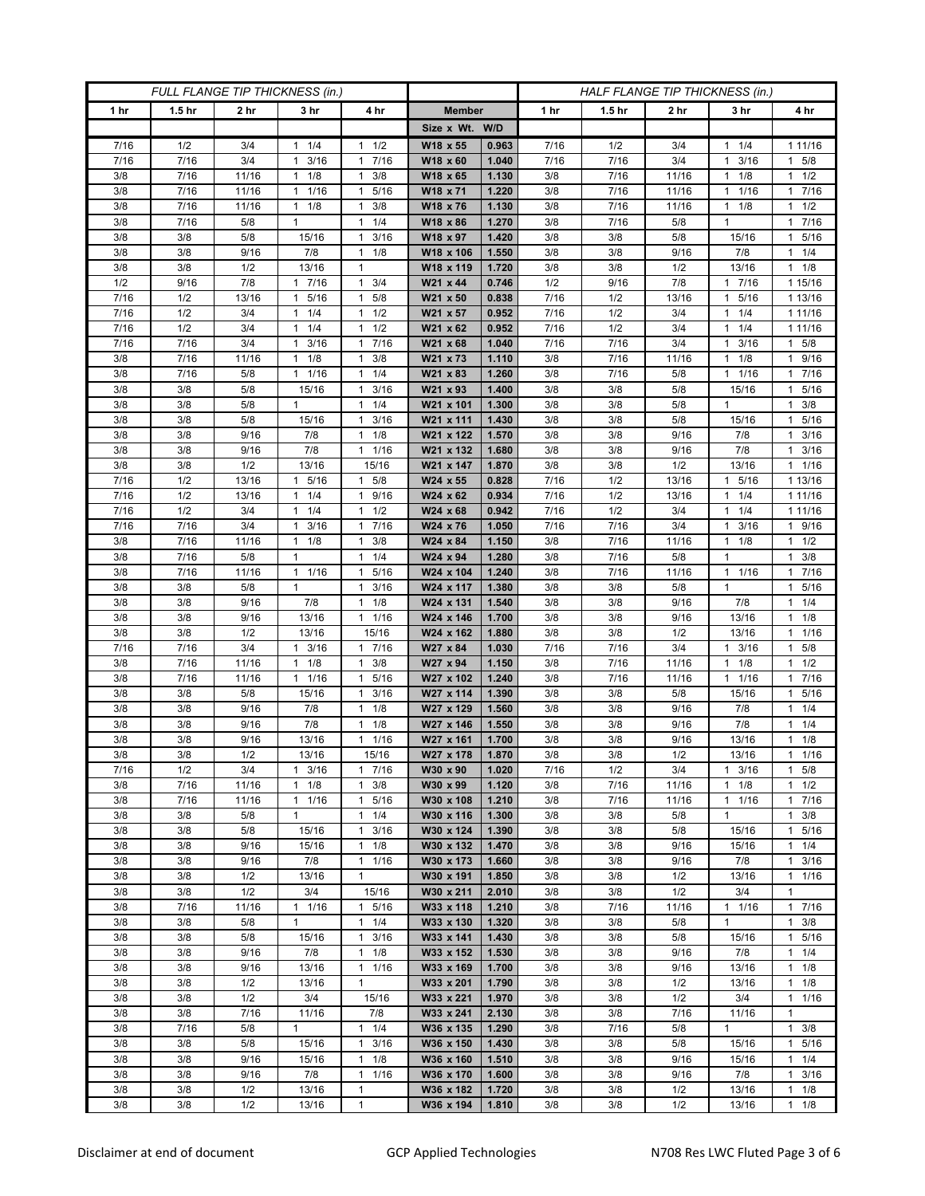| FULL FLANGE TIP THICKNESS (in.) | | | | | | | HALF FLANGE TIP THICKNESS (in.) | | | | |
|---|---|---|---|---|---|---|---|---|---|---|---|
| 1 hr | 1.5 hr | 2 hr | 3 hr | 4 hr | Member | | 1 hr | 1.5 hr | 2 hr | 3 hr | 4 hr |
| | | | | | Size x Wt. | W/D | | | | | |
| 7/16 | 1/2 | 3/4 | 1 1/4 | 1 1/2 | W18 x 55 | 0.963 | 7/16 | 1/2 | 3/4 | 1 1/4 | 1 11/16 |
| 7/16 | 7/16 | 3/4 | 1 3/16 | 1 7/16 | W18 x 60 | 1.040 | 7/16 | 7/16 | 3/4 | 1 3/16 | 1 5/8 |
| 3/8 | 7/16 | 11/16 | 1 1/8 | 1 3/8 | W18 x 65 | 1.130 | 3/8 | 7/16 | 11/16 | 1 1/8 | 1 1/2 |
| 3/8 | 7/16 | 11/16 | 1 1/16 | 1 5/16 | W18 x 71 | 1.220 | 3/8 | 7/16 | 11/16 | 1 1/16 | 1 7/16 |
| 3/8 | 7/16 | 11/16 | 1 1/8 | 1 3/8 | W18 x 76 | 1.130 | 3/8 | 7/16 | 11/16 | 1 1/8 | 1 1/2 |
| 3/8 | 7/16 | 5/8 | 1 | 1 1/4 | W18 x 86 | 1.270 | 3/8 | 7/16 | 5/8 | 1 | 1 7/16 |
| 3/8 | 3/8 | 5/8 | 15/16 | 1 3/16 | W18 x 97 | 1.420 | 3/8 | 3/8 | 5/8 | 15/16 | 1 5/16 |
| 3/8 | 3/8 | 9/16 | 7/8 | 1 1/8 | W18 x 106 | 1.550 | 3/8 | 3/8 | 9/16 | 7/8 | 1 1/4 |
| 3/8 | 3/8 | 1/2 | 13/16 | 1 | W18 x 119 | 1.720 | 3/8 | 3/8 | 1/2 | 13/16 | 1 1/8 |
| 1/2 | 9/16 | 7/8 | 1 7/16 | 1 3/4 | W21 x 44 | 0.746 | 1/2 | 9/16 | 7/8 | 1 7/16 | 1 15/16 |
| 7/16 | 1/2 | 13/16 | 1 5/16 | 1 5/8 | W21 x 50 | 0.838 | 7/16 | 1/2 | 13/16 | 1 5/16 | 1 13/16 |
| 7/16 | 1/2 | 3/4 | 1 1/4 | 1 1/2 | W21 x 57 | 0.952 | 7/16 | 1/2 | 3/4 | 1 1/4 | 1 11/16 |
| 7/16 | 1/2 | 3/4 | 1 1/4 | 1 1/2 | W21 x 62 | 0.952 | 7/16 | 1/2 | 3/4 | 1 1/4 | 1 11/16 |
| 7/16 | 7/16 | 3/4 | 1 3/16 | 1 7/16 | W21 x 68 | 1.040 | 7/16 | 7/16 | 3/4 | 1 3/16 | 1 5/8 |
| 3/8 | 7/16 | 11/16 | 1 1/8 | 1 3/8 | W21 x 73 | 1.110 | 3/8 | 7/16 | 11/16 | 1 1/8 | 1 9/16 |
| 3/8 | 7/16 | 5/8 | 1 1/16 | 1 1/4 | W21 x 83 | 1.260 | 3/8 | 7/16 | 5/8 | 1 1/16 | 1 7/16 |
| 3/8 | 3/8 | 5/8 | 15/16 | 1 3/16 | W21 x 93 | 1.400 | 3/8 | 3/8 | 5/8 | 15/16 | 1 5/16 |
| 3/8 | 3/8 | 5/8 | 1 | 1 1/4 | W21 x 101 | 1.300 | 3/8 | 3/8 | 5/8 | 1 | 1 3/8 |
| 3/8 | 3/8 | 5/8 | 15/16 | 1 3/16 | W21 x 111 | 1.430 | 3/8 | 3/8 | 5/8 | 15/16 | 1 5/16 |
| 3/8 | 3/8 | 9/16 | 7/8 | 1 1/8 | W21 x 122 | 1.570 | 3/8 | 3/8 | 9/16 | 7/8 | 1 3/16 |
| 3/8 | 3/8 | 9/16 | 7/8 | 1 1/16 | W21 x 132 | 1.680 | 3/8 | 3/8 | 9/16 | 7/8 | 1 3/16 |
| 3/8 | 3/8 | 1/2 | 13/16 | 15/16 | W21 x 147 | 1.870 | 3/8 | 3/8 | 1/2 | 13/16 | 1 1/16 |
| 7/16 | 1/2 | 13/16 | 1 5/16 | 1 5/8 | W24 x 55 | 0.828 | 7/16 | 1/2 | 13/16 | 1 5/16 | 1 13/16 |
| 7/16 | 1/2 | 13/16 | 1 1/4 | 1 9/16 | W24 x 62 | 0.934 | 7/16 | 1/2 | 13/16 | 1 1/4 | 1 11/16 |
| 7/16 | 1/2 | 3/4 | 1 1/4 | 1 1/2 | W24 x 68 | 0.942 | 7/16 | 1/2 | 3/4 | 1 1/4 | 1 11/16 |
| 7/16 | 7/16 | 3/4 | 1 3/16 | 1 7/16 | W24 x 76 | 1.050 | 7/16 | 7/16 | 3/4 | 1 3/16 | 1 9/16 |
| 3/8 | 7/16 | 11/16 | 1 1/8 | 1 3/8 | W24 x 84 | 1.150 | 3/8 | 7/16 | 11/16 | 1 1/8 | 1 1/2 |
| 3/8 | 7/16 | 5/8 | 1 | 1 1/4 | W24 x 94 | 1.280 | 3/8 | 7/16 | 5/8 | 1 | 1 3/8 |
| 3/8 | 7/16 | 11/16 | 1 1/16 | 1 5/16 | W24 x 104 | 1.240 | 3/8 | 7/16 | 11/16 | 1 1/16 | 1 7/16 |
| 3/8 | 3/8 | 5/8 | 1 | 1 3/16 | W24 x 117 | 1.380 | 3/8 | 3/8 | 5/8 | 1 | 1 5/16 |
| 3/8 | 3/8 | 9/16 | 7/8 | 1 1/8 | W24 x 131 | 1.540 | 3/8 | 3/8 | 9/16 | 7/8 | 1 1/4 |
| 3/8 | 3/8 | 9/16 | 13/16 | 1 1/16 | W24 x 146 | 1.700 | 3/8 | 3/8 | 9/16 | 13/16 | 1 1/8 |
| 3/8 | 3/8 | 1/2 | 13/16 | 15/16 | W24 x 162 | 1.880 | 3/8 | 3/8 | 1/2 | 13/16 | 1 1/16 |
| 7/16 | 7/16 | 3/4 | 1 3/16 | 1 7/16 | W27 x 84 | 1.030 | 7/16 | 7/16 | 3/4 | 1 3/16 | 1 5/8 |
| 3/8 | 7/16 | 11/16 | 1 1/8 | 1 3/8 | W27 x 94 | 1.150 | 3/8 | 7/16 | 11/16 | 1 1/8 | 1 1/2 |
| 3/8 | 7/16 | 11/16 | 1 1/16 | 1 5/16 | W27 x 102 | 1.240 | 3/8 | 7/16 | 11/16 | 1 1/16 | 1 7/16 |
| 3/8 | 3/8 | 5/8 | 15/16 | 1 3/16 | W27 x 114 | 1.390 | 3/8 | 3/8 | 5/8 | 15/16 | 1 5/16 |
| 3/8 | 3/8 | 9/16 | 7/8 | 1 1/8 | W27 x 129 | 1.560 | 3/8 | 3/8 | 9/16 | 7/8 | 1 1/4 |
| 3/8 | 3/8 | 9/16 | 7/8 | 1 1/8 | W27 x 146 | 1.550 | 3/8 | 3/8 | 9/16 | 7/8 | 1 1/4 |
| 3/8 | 3/8 | 9/16 | 13/16 | 1 1/16 | W27 x 161 | 1.700 | 3/8 | 3/8 | 9/16 | 13/16 | 1 1/8 |
| 3/8 | 3/8 | 1/2 | 13/16 | 15/16 | W27 x 178 | 1.870 | 3/8 | 3/8 | 1/2 | 13/16 | 1 1/16 |
| 7/16 | 1/2 | 3/4 | 1 3/16 | 1 7/16 | W30 x 90 | 1.020 | 7/16 | 1/2 | 3/4 | 1 3/16 | 1 5/8 |
| 3/8 | 7/16 | 11/16 | 1 1/8 | 1 3/8 | W30 x 99 | 1.120 | 3/8 | 7/16 | 11/16 | 1 1/8 | 1 1/2 |
| 3/8 | 7/16 | 11/16 | 1 1/16 | 1 5/16 | W30 x 108 | 1.210 | 3/8 | 7/16 | 11/16 | 1 1/16 | 1 7/16 |
| 3/8 | 3/8 | 5/8 | 1 | 1 1/4 | W30 x 116 | 1.300 | 3/8 | 3/8 | 5/8 | 1 | 1 3/8 |
| 3/8 | 3/8 | 5/8 | 15/16 | 1 3/16 | W30 x 124 | 1.390 | 3/8 | 3/8 | 5/8 | 15/16 | 1 5/16 |
| 3/8 | 3/8 | 9/16 | 15/16 | 1 1/8 | W30 x 132 | 1.470 | 3/8 | 3/8 | 9/16 | 15/16 | 1 1/4 |
| 3/8 | 3/8 | 9/16 | 7/8 | 1 1/16 | W30 x 173 | 1.660 | 3/8 | 3/8 | 9/16 | 7/8 | 1 3/16 |
| 3/8 | 3/8 | 1/2 | 13/16 | 1 | W30 x 191 | 1.850 | 3/8 | 3/8 | 1/2 | 13/16 | 1 1/16 |
| 3/8 | 3/8 | 1/2 | 3/4 | 15/16 | W30 x 211 | 2.010 | 3/8 | 3/8 | 1/2 | 3/4 | 1 |
| 3/8 | 7/16 | 11/16 | 1 1/16 | 1 5/16 | W33 x 118 | 1.210 | 3/8 | 7/16 | 11/16 | 1 1/16 | 1 7/16 |
| 3/8 | 3/8 | 5/8 | 1 | 1 1/4 | W33 x 130 | 1.320 | 3/8 | 3/8 | 5/8 | 1 | 1 3/8 |
| 3/8 | 3/8 | 5/8 | 15/16 | 1 3/16 | W33 x 141 | 1.430 | 3/8 | 3/8 | 5/8 | 15/16 | 1 5/16 |
| 3/8 | 3/8 | 9/16 | 7/8 | 1 1/8 | W33 x 152 | 1.530 | 3/8 | 3/8 | 9/16 | 7/8 | 1 1/4 |
| 3/8 | 3/8 | 9/16 | 13/16 | 1 1/16 | W33 x 169 | 1.700 | 3/8 | 3/8 | 9/16 | 13/16 | 1 1/8 |
| 3/8 | 3/8 | 1/2 | 13/16 | 1 | W33 x 201 | 1.790 | 3/8 | 3/8 | 1/2 | 13/16 | 1 1/8 |
| 3/8 | 3/8 | 1/2 | 3/4 | 15/16 | W33 x 221 | 1.970 | 3/8 | 3/8 | 1/2 | 3/4 | 1 1/16 |
| 3/8 | 3/8 | 7/16 | 11/16 | 7/8 | W33 x 241 | 2.130 | 3/8 | 3/8 | 7/16 | 11/16 | 1 |
| 3/8 | 7/16 | 5/8 | 1 | 1 1/4 | W36 x 135 | 1.290 | 3/8 | 7/16 | 5/8 | 1 | 1 3/8 |
| 3/8 | 3/8 | 5/8 | 15/16 | 1 3/16 | W36 x 150 | 1.430 | 3/8 | 3/8 | 5/8 | 15/16 | 1 5/16 |
| 3/8 | 3/8 | 9/16 | 15/16 | 1 1/8 | W36 x 160 | 1.510 | 3/8 | 3/8 | 9/16 | 15/16 | 1 1/4 |
| 3/8 | 3/8 | 9/16 | 7/8 | 1 1/16 | W36 x 170 | 1.600 | 3/8 | 3/8 | 9/16 | 7/8 | 1 3/16 |
| 3/8 | 3/8 | 1/2 | 13/16 | 1 | W36 x 182 | 1.720 | 3/8 | 3/8 | 1/2 | 13/16 | 1 1/8 |
| 3/8 | 3/8 | 1/2 | 13/16 | 1 | W36 x 194 | 1.810 | 3/8 | 3/8 | 1/2 | 13/16 | 1 1/8 |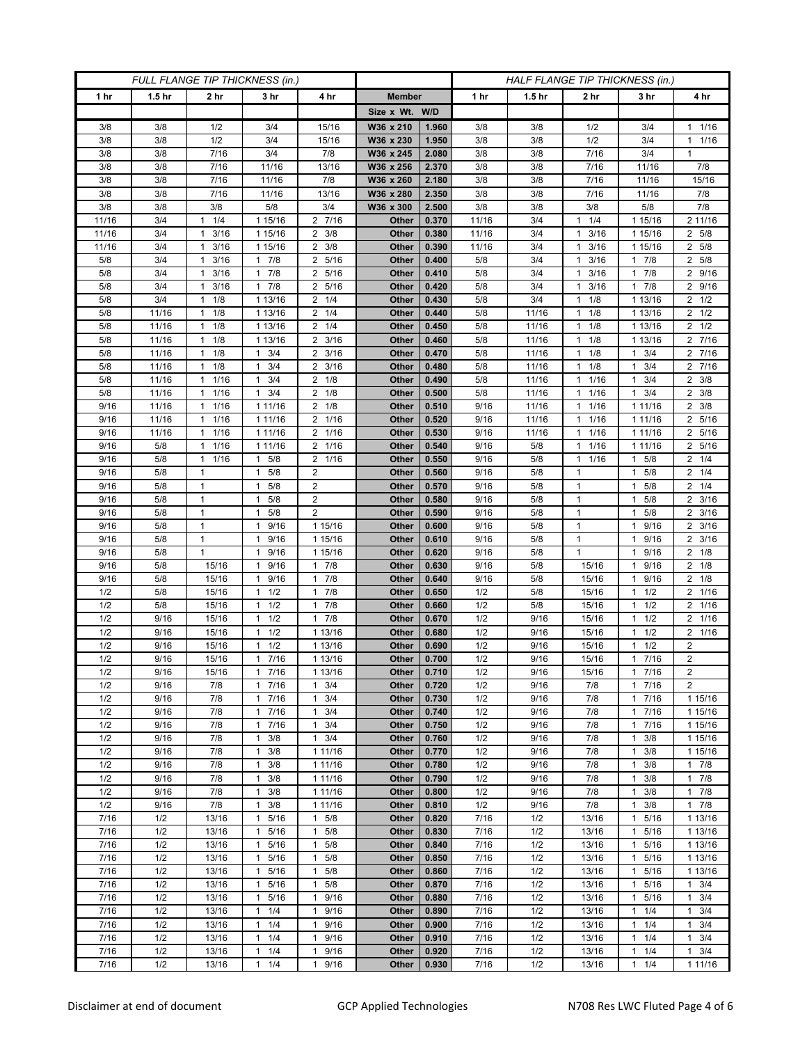| FULL FLANGE TIP THICKNESS (in.) | | | | | | | HALF FLANGE TIP THICKNESS (in.) | | | | |
|---|---|---|---|---|---|---|---|---|---|---|---|
| 1 hr | 1.5 hr | 2 hr | 3 hr | 4 hr | Member | | 1 hr | 1.5 hr | 2 hr | 3 hr | 4 hr |
| | | | | | Size x Wt. | W/D | | | | | |
| 3/8 | 3/8 | 1/2 | 3/4 | 15/16 | W36 x 210 | 1.960 | 3/8 | 3/8 | 1/2 | 3/4 | 1 1/16 |
| 3/8 | 3/8 | 1/2 | 3/4 | 15/16 | W36 x 230 | 1.950 | 3/8 | 3/8 | 1/2 | 3/4 | 1 1/16 |
| 3/8 | 3/8 | 7/16 | 3/4 | 7/8 | W36 x 245 | 2.080 | 3/8 | 3/8 | 7/16 | 3/4 | 1 |
| 3/8 | 3/8 | 7/16 | 11/16 | 13/16 | W36 x 256 | 2.370 | 3/8 | 3/8 | 7/16 | 11/16 | 7/8 |
| 3/8 | 3/8 | 7/16 | 11/16 | 7/8 | W36 x 260 | 2.180 | 3/8 | 3/8 | 7/16 | 11/16 | 15/16 |
| 3/8 | 3/8 | 7/16 | 11/16 | 13/16 | W36 x 280 | 2.350 | 3/8 | 3/8 | 7/16 | 11/16 | 7/8 |
| 3/8 | 3/8 | 3/8 | 5/8 | 3/4 | W36 x 300 | 2.500 | 3/8 | 3/8 | 3/8 | 5/8 | 7/8 |
| 11/16 | 3/4 | 1 1/4 | 1 15/16 | 2 7/16 | Other | 0.370 | 11/16 | 3/4 | 1 1/4 | 1 15/16 | 2 11/16 |
| 11/16 | 3/4 | 1 3/16 | 1 15/16 | 2 3/8 | Other | 0.380 | 11/16 | 3/4 | 1 3/16 | 1 15/16 | 2 5/8 |
| 11/16 | 3/4 | 1 3/16 | 1 15/16 | 2 3/8 | Other | 0.390 | 11/16 | 3/4 | 1 3/16 | 1 15/16 | 2 5/8 |
| 5/8 | 3/4 | 1 3/16 | 1 7/8 | 2 5/16 | Other | 0.400 | 5/8 | 3/4 | 1 3/16 | 1 7/8 | 2 5/8 |
| 5/8 | 3/4 | 1 3/16 | 1 7/8 | 2 5/16 | Other | 0.410 | 5/8 | 3/4 | 1 3/16 | 1 7/8 | 2 9/16 |
| 5/8 | 3/4 | 1 3/16 | 1 7/8 | 2 5/16 | Other | 0.420 | 5/8 | 3/4 | 1 3/16 | 1 7/8 | 2 9/16 |
| 5/8 | 3/4 | 1 1/8 | 1 13/16 | 2 1/4 | Other | 0.430 | 5/8 | 3/4 | 1 1/8 | 1 13/16 | 2 1/2 |
| 5/8 | 11/16 | 1 1/8 | 1 13/16 | 2 1/4 | Other | 0.440 | 5/8 | 11/16 | 1 1/8 | 1 13/16 | 2 1/2 |
| 5/8 | 11/16 | 1 1/8 | 1 13/16 | 2 1/4 | Other | 0.450 | 5/8 | 11/16 | 1 1/8 | 1 13/16 | 2 1/2 |
| 5/8 | 11/16 | 1 1/8 | 1 13/16 | 2 3/16 | Other | 0.460 | 5/8 | 11/16 | 1 1/8 | 1 13/16 | 2 7/16 |
| 5/8 | 11/16 | 1 1/8 | 1 3/4 | 2 3/16 | Other | 0.470 | 5/8 | 11/16 | 1 1/8 | 1 3/4 | 2 7/16 |
| 5/8 | 11/16 | 1 1/8 | 1 3/4 | 2 3/16 | Other | 0.480 | 5/8 | 11/16 | 1 1/8 | 1 3/4 | 2 7/16 |
| 5/8 | 11/16 | 1 1/16 | 1 3/4 | 2 1/8 | Other | 0.490 | 5/8 | 11/16 | 1 1/16 | 1 3/4 | 2 3/8 |
| 5/8 | 11/16 | 1 1/16 | 1 3/4 | 2 1/8 | Other | 0.500 | 5/8 | 11/16 | 1 1/16 | 1 3/4 | 2 3/8 |
| 9/16 | 11/16 | 1 1/16 | 1 11/16 | 2 1/8 | Other | 0.510 | 9/16 | 11/16 | 1 1/16 | 1 11/16 | 2 3/8 |
| 9/16 | 11/16 | 1 1/16 | 1 11/16 | 2 1/16 | Other | 0.520 | 9/16 | 11/16 | 1 1/16 | 1 11/16 | 2 5/16 |
| 9/16 | 11/16 | 1 1/16 | 1 11/16 | 2 1/16 | Other | 0.530 | 9/16 | 11/16 | 1 1/16 | 1 11/16 | 2 5/16 |
| 9/16 | 5/8 | 1 1/16 | 1 11/16 | 2 1/16 | Other | 0.540 | 9/16 | 5/8 | 1 1/16 | 1 11/16 | 2 5/16 |
| 9/16 | 5/8 | 1 1/16 | 1 5/8 | 2 1/16 | Other | 0.550 | 9/16 | 5/8 | 1 1/16 | 1 5/8 | 2 1/4 |
| 9/16 | 5/8 | 1 | 1 5/8 | 2 | Other | 0.560 | 9/16 | 5/8 | 1 | 1 5/8 | 2 1/4 |
| 9/16 | 5/8 | 1 | 1 5/8 | 2 | Other | 0.570 | 9/16 | 5/8 | 1 | 1 5/8 | 2 1/4 |
| 9/16 | 5/8 | 1 | 1 5/8 | 2 | Other | 0.580 | 9/16 | 5/8 | 1 | 1 5/8 | 2 3/16 |
| 9/16 | 5/8 | 1 | 1 5/8 | 2 | Other | 0.590 | 9/16 | 5/8 | 1 | 1 5/8 | 2 3/16 |
| 9/16 | 5/8 | 1 | 1 9/16 | 1 15/16 | Other | 0.600 | 9/16 | 5/8 | 1 | 1 9/16 | 2 3/16 |
| 9/16 | 5/8 | 1 | 1 9/16 | 1 15/16 | Other | 0.610 | 9/16 | 5/8 | 1 | 1 9/16 | 2 3/16 |
| 9/16 | 5/8 | 1 | 1 9/16 | 1 15/16 | Other | 0.620 | 9/16 | 5/8 | 1 | 1 9/16 | 2 1/8 |
| 9/16 | 5/8 | 15/16 | 1 9/16 | 1 7/8 | Other | 0.630 | 9/16 | 5/8 | 15/16 | 1 9/16 | 2 1/8 |
| 9/16 | 5/8 | 15/16 | 1 9/16 | 1 7/8 | Other | 0.640 | 9/16 | 5/8 | 15/16 | 1 9/16 | 2 1/8 |
| 1/2 | 5/8 | 15/16 | 1 1/2 | 1 7/8 | Other | 0.650 | 1/2 | 5/8 | 15/16 | 1 1/2 | 2 1/16 |
| 1/2 | 5/8 | 15/16 | 1 1/2 | 1 7/8 | Other | 0.660 | 1/2 | 5/8 | 15/16 | 1 1/2 | 2 1/16 |
| 1/2 | 9/16 | 15/16 | 1 1/2 | 1 7/8 | Other | 0.670 | 1/2 | 9/16 | 15/16 | 1 1/2 | 2 1/16 |
| 1/2 | 9/16 | 15/16 | 1 1/2 | 1 13/16 | Other | 0.680 | 1/2 | 9/16 | 15/16 | 1 1/2 | 2 1/16 |
| 1/2 | 9/16 | 15/16 | 1 1/2 | 1 13/16 | Other | 0.690 | 1/2 | 9/16 | 15/16 | 1 1/2 | 2 |
| 1/2 | 9/16 | 15/16 | 1 7/16 | 1 13/16 | Other | 0.700 | 1/2 | 9/16 | 15/16 | 1 7/16 | 2 |
| 1/2 | 9/16 | 15/16 | 1 7/16 | 1 13/16 | Other | 0.710 | 1/2 | 9/16 | 15/16 | 1 7/16 | 2 |
| 1/2 | 9/16 | 7/8 | 1 7/16 | 1 3/4 | Other | 0.720 | 1/2 | 9/16 | 7/8 | 1 7/16 | 2 |
| 1/2 | 9/16 | 7/8 | 1 7/16 | 1 3/4 | Other | 0.730 | 1/2 | 9/16 | 7/8 | 1 7/16 | 1 15/16 |
| 1/2 | 9/16 | 7/8 | 1 7/16 | 1 3/4 | Other | 0.740 | 1/2 | 9/16 | 7/8 | 1 7/16 | 1 15/16 |
| 1/2 | 9/16 | 7/8 | 1 7/16 | 1 3/4 | Other | 0.750 | 1/2 | 9/16 | 7/8 | 1 7/16 | 1 15/16 |
| 1/2 | 9/16 | 7/8 | 1 3/8 | 1 3/4 | Other | 0.760 | 1/2 | 9/16 | 7/8 | 1 3/8 | 1 15/16 |
| 1/2 | 9/16 | 7/8 | 1 3/8 | 1 11/16 | Other | 0.770 | 1/2 | 9/16 | 7/8 | 1 3/8 | 1 15/16 |
| 1/2 | 9/16 | 7/8 | 1 3/8 | 1 11/16 | Other | 0.780 | 1/2 | 9/16 | 7/8 | 1 3/8 | 1 7/8 |
| 1/2 | 9/16 | 7/8 | 1 3/8 | 1 11/16 | Other | 0.790 | 1/2 | 9/16 | 7/8 | 1 3/8 | 1 7/8 |
| 1/2 | 9/16 | 7/8 | 1 3/8 | 1 11/16 | Other | 0.800 | 1/2 | 9/16 | 7/8 | 1 3/8 | 1 7/8 |
| 1/2 | 9/16 | 7/8 | 1 3/8 | 1 11/16 | Other | 0.810 | 1/2 | 9/16 | 7/8 | 1 3/8 | 1 7/8 |
| 7/16 | 1/2 | 13/16 | 1 5/16 | 1 5/8 | Other | 0.820 | 7/16 | 1/2 | 13/16 | 1 5/16 | 1 13/16 |
| 7/16 | 1/2 | 13/16 | 1 5/16 | 1 5/8 | Other | 0.830 | 7/16 | 1/2 | 13/16 | 1 5/16 | 1 13/16 |
| 7/16 | 1/2 | 13/16 | 1 5/16 | 1 5/8 | Other | 0.840 | 7/16 | 1/2 | 13/16 | 1 5/16 | 1 13/16 |
| 7/16 | 1/2 | 13/16 | 1 5/16 | 1 5/8 | Other | 0.850 | 7/16 | 1/2 | 13/16 | 1 5/16 | 1 13/16 |
| 7/16 | 1/2 | 13/16 | 1 5/16 | 1 5/8 | Other | 0.860 | 7/16 | 1/2 | 13/16 | 1 5/16 | 1 13/16 |
| 7/16 | 1/2 | 13/16 | 1 5/16 | 1 5/8 | Other | 0.870 | 7/16 | 1/2 | 13/16 | 1 5/16 | 1 3/4 |
| 7/16 | 1/2 | 13/16 | 1 5/16 | 1 9/16 | Other | 0.880 | 7/16 | 1/2 | 13/16 | 1 5/16 | 1 3/4 |
| 7/16 | 1/2 | 13/16 | 1 1/4 | 1 9/16 | Other | 0.890 | 7/16 | 1/2 | 13/16 | 1 1/4 | 1 3/4 |
| 7/16 | 1/2 | 13/16 | 1 1/4 | 1 9/16 | Other | 0.900 | 7/16 | 1/2 | 13/16 | 1 1/4 | 1 3/4 |
| 7/16 | 1/2 | 13/16 | 1 1/4 | 1 9/16 | Other | 0.910 | 7/16 | 1/2 | 13/16 | 1 1/4 | 1 3/4 |
| 7/16 | 1/2 | 13/16 | 1 1/4 | 1 9/16 | Other | 0.920 | 7/16 | 1/2 | 13/16 | 1 1/4 | 1 3/4 |
| 7/16 | 1/2 | 13/16 | 1 1/4 | 1 9/16 | Other | 0.930 | 7/16 | 1/2 | 13/16 | 1 1/4 | 1 11/16 |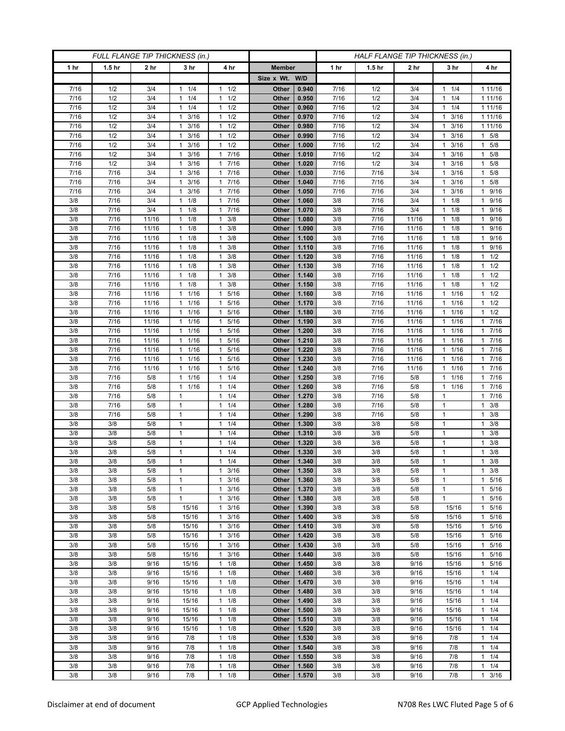| FULL FLANGE TIP THICKNESS (in.) | | | | | | | HALF FLANGE TIP THICKNESS (in.) | | | | |
|---|---|---|---|---|---|---|---|---|---|---|---|
| 1 hr | 1.5 hr | 2 hr | 3 hr | 4 hr | Member | | 1 hr | 1.5 hr | 2 hr | 3 hr | 4 hr |
| | | | | | Size x Wt. | W/D | | | | | |
| 7/16 | 1/2 | 3/4 | 1 1/4 | 1 1/2 | Other | 0.940 | 7/16 | 1/2 | 3/4 | 1 1/4 | 1 11/16 |
| 7/16 | 1/2 | 3/4 | 1 1/4 | 1 1/2 | Other | 0.950 | 7/16 | 1/2 | 3/4 | 1 1/4 | 1 11/16 |
| 7/16 | 1/2 | 3/4 | 1 1/4 | 1 1/2 | Other | 0.960 | 7/16 | 1/2 | 3/4 | 1 1/4 | 1 11/16 |
| 7/16 | 1/2 | 3/4 | 1 3/16 | 1 1/2 | Other | 0.970 | 7/16 | 1/2 | 3/4 | 1 3/16 | 1 11/16 |
| 7/16 | 1/2 | 3/4 | 1 3/16 | 1 1/2 | Other | 0.980 | 7/16 | 1/2 | 3/4 | 1 3/16 | 1 11/16 |
| 7/16 | 1/2 | 3/4 | 1 3/16 | 1 1/2 | Other | 0.990 | 7/16 | 1/2 | 3/4 | 1 3/16 | 1 5/8 |
| 7/16 | 1/2 | 3/4 | 1 3/16 | 1 1/2 | Other | 1.000 | 7/16 | 1/2 | 3/4 | 1 3/16 | 1 5/8 |
| 7/16 | 1/2 | 3/4 | 1 3/16 | 1 7/16 | Other | 1.010 | 7/16 | 1/2 | 3/4 | 1 3/16 | 1 5/8 |
| 7/16 | 1/2 | 3/4 | 1 3/16 | 1 7/16 | Other | 1.020 | 7/16 | 1/2 | 3/4 | 1 3/16 | 1 5/8 |
| 7/16 | 7/16 | 3/4 | 1 3/16 | 1 7/16 | Other | 1.030 | 7/16 | 7/16 | 3/4 | 1 3/16 | 1 5/8 |
| 7/16 | 7/16 | 3/4 | 1 3/16 | 1 7/16 | Other | 1.040 | 7/16 | 7/16 | 3/4 | 1 3/16 | 1 5/8 |
| 7/16 | 7/16 | 3/4 | 1 3/16 | 1 7/16 | Other | 1.050 | 7/16 | 7/16 | 3/4 | 1 3/16 | 1 9/16 |
| 3/8 | 7/16 | 3/4 | 1 1/8 | 1 7/16 | Other | 1.060 | 3/8 | 7/16 | 3/4 | 1 1/8 | 1 9/16 |
| 3/8 | 7/16 | 3/4 | 1 1/8 | 1 7/16 | Other | 1.070 | 3/8 | 7/16 | 3/4 | 1 1/8 | 1 9/16 |
| 3/8 | 7/16 | 11/16 | 1 1/8 | 1 3/8 | Other | 1.080 | 3/8 | 7/16 | 11/16 | 1 1/8 | 1 9/16 |
| 3/8 | 7/16 | 11/16 | 1 1/8 | 1 3/8 | Other | 1.090 | 3/8 | 7/16 | 11/16 | 1 1/8 | 1 9/16 |
| 3/8 | 7/16 | 11/16 | 1 1/8 | 1 3/8 | Other | 1.100 | 3/8 | 7/16 | 11/16 | 1 1/8 | 1 9/16 |
| 3/8 | 7/16 | 11/16 | 1 1/8 | 1 3/8 | Other | 1.110 | 3/8 | 7/16 | 11/16 | 1 1/8 | 1 9/16 |
| 3/8 | 7/16 | 11/16 | 1 1/8 | 1 3/8 | Other | 1.120 | 3/8 | 7/16 | 11/16 | 1 1/8 | 1 1/2 |
| 3/8 | 7/16 | 11/16 | 1 1/8 | 1 3/8 | Other | 1.130 | 3/8 | 7/16 | 11/16 | 1 1/8 | 1 1/2 |
| 3/8 | 7/16 | 11/16 | 1 1/8 | 1 3/8 | Other | 1.140 | 3/8 | 7/16 | 11/16 | 1 1/8 | 1 1/2 |
| 3/8 | 7/16 | 11/16 | 1 1/8 | 1 3/8 | Other | 1.150 | 3/8 | 7/16 | 11/16 | 1 1/8 | 1 1/2 |
| 3/8 | 7/16 | 11/16 | 1 1/16 | 1 5/16 | Other | 1.160 | 3/8 | 7/16 | 11/16 | 1 1/16 | 1 1/2 |
| 3/8 | 7/16 | 11/16 | 1 1/16 | 1 5/16 | Other | 1.170 | 3/8 | 7/16 | 11/16 | 1 1/16 | 1 1/2 |
| 3/8 | 7/16 | 11/16 | 1 1/16 | 1 5/16 | Other | 1.180 | 3/8 | 7/16 | 11/16 | 1 1/16 | 1 1/2 |
| 3/8 | 7/16 | 11/16 | 1 1/16 | 1 5/16 | Other | 1.190 | 3/8 | 7/16 | 11/16 | 1 1/16 | 1 7/16 |
| 3/8 | 7/16 | 11/16 | 1 1/16 | 1 5/16 | Other | 1.200 | 3/8 | 7/16 | 11/16 | 1 1/16 | 1 7/16 |
| 3/8 | 7/16 | 11/16 | 1 1/16 | 1 5/16 | Other | 1.210 | 3/8 | 7/16 | 11/16 | 1 1/16 | 1 7/16 |
| 3/8 | 7/16 | 11/16 | 1 1/16 | 1 5/16 | Other | 1.220 | 3/8 | 7/16 | 11/16 | 1 1/16 | 1 7/16 |
| 3/8 | 7/16 | 11/16 | 1 1/16 | 1 5/16 | Other | 1.230 | 3/8 | 7/16 | 11/16 | 1 1/16 | 1 7/16 |
| 3/8 | 7/16 | 11/16 | 1 1/16 | 1 5/16 | Other | 1.240 | 3/8 | 7/16 | 11/16 | 1 1/16 | 1 7/16 |
| 3/8 | 7/16 | 5/8 | 1 1/16 | 1 1/4 | Other | 1.250 | 3/8 | 7/16 | 5/8 | 1 1/16 | 1 7/16 |
| 3/8 | 7/16 | 5/8 | 1 1/16 | 1 1/4 | Other | 1.260 | 3/8 | 7/16 | 5/8 | 1 1/16 | 1 7/16 |
| 3/8 | 7/16 | 5/8 | 1 | 1 1/4 | Other | 1.270 | 3/8 | 7/16 | 5/8 | 1 | 1 7/16 |
| 3/8 | 7/16 | 5/8 | 1 | 1 1/4 | Other | 1.280 | 3/8 | 7/16 | 5/8 | 1 | 1 3/8 |
| 3/8 | 7/16 | 5/8 | 1 | 1 1/4 | Other | 1.290 | 3/8 | 7/16 | 5/8 | 1 | 1 3/8 |
| 3/8 | 3/8 | 5/8 | 1 | 1 1/4 | Other | 1.300 | 3/8 | 3/8 | 5/8 | 1 | 1 3/8 |
| 3/8 | 3/8 | 5/8 | 1 | 1 1/4 | Other | 1.310 | 3/8 | 3/8 | 5/8 | 1 | 1 3/8 |
| 3/8 | 3/8 | 5/8 | 1 | 1 1/4 | Other | 1.320 | 3/8 | 3/8 | 5/8 | 1 | 1 3/8 |
| 3/8 | 3/8 | 5/8 | 1 | 1 1/4 | Other | 1.330 | 3/8 | 3/8 | 5/8 | 1 | 1 3/8 |
| 3/8 | 3/8 | 5/8 | 1 | 1 1/4 | Other | 1.340 | 3/8 | 3/8 | 5/8 | 1 | 1 3/8 |
| 3/8 | 3/8 | 5/8 | 1 | 1 3/16 | Other | 1.350 | 3/8 | 3/8 | 5/8 | 1 | 1 3/8 |
| 3/8 | 3/8 | 5/8 | 1 | 1 3/16 | Other | 1.360 | 3/8 | 3/8 | 5/8 | 1 | 1 5/16 |
| 3/8 | 3/8 | 5/8 | 1 | 1 3/16 | Other | 1.370 | 3/8 | 3/8 | 5/8 | 1 | 1 5/16 |
| 3/8 | 3/8 | 5/8 | 1 | 1 3/16 | Other | 1.380 | 3/8 | 3/8 | 5/8 | 1 | 1 5/16 |
| 3/8 | 3/8 | 5/8 | 15/16 | 1 3/16 | Other | 1.390 | 3/8 | 3/8 | 5/8 | 15/16 | 1 5/16 |
| 3/8 | 3/8 | 5/8 | 15/16 | 1 3/16 | Other | 1.400 | 3/8 | 3/8 | 5/8 | 15/16 | 1 5/16 |
| 3/8 | 3/8 | 5/8 | 15/16 | 1 3/16 | Other | 1.410 | 3/8 | 3/8 | 5/8 | 15/16 | 1 5/16 |
| 3/8 | 3/8 | 5/8 | 15/16 | 1 3/16 | Other | 1.420 | 3/8 | 3/8 | 5/8 | 15/16 | 1 5/16 |
| 3/8 | 3/8 | 5/8 | 15/16 | 1 3/16 | Other | 1.430 | 3/8 | 3/8 | 5/8 | 15/16 | 1 5/16 |
| 3/8 | 3/8 | 5/8 | 15/16 | 1 3/16 | Other | 1.440 | 3/8 | 3/8 | 5/8 | 15/16 | 1 5/16 |
| 3/8 | 3/8 | 9/16 | 15/16 | 1 1/8 | Other | 1.450 | 3/8 | 3/8 | 9/16 | 15/16 | 1 5/16 |
| 3/8 | 3/8 | 9/16 | 15/16 | 1 1/8 | Other | 1.460 | 3/8 | 3/8 | 9/16 | 15/16 | 1 1/4 |
| 3/8 | 3/8 | 9/16 | 15/16 | 1 1/8 | Other | 1.470 | 3/8 | 3/8 | 9/16 | 15/16 | 1 1/4 |
| 3/8 | 3/8 | 9/16 | 15/16 | 1 1/8 | Other | 1.480 | 3/8 | 3/8 | 9/16 | 15/16 | 1 1/4 |
| 3/8 | 3/8 | 9/16 | 15/16 | 1 1/8 | Other | 1.490 | 3/8 | 3/8 | 9/16 | 15/16 | 1 1/4 |
| 3/8 | 3/8 | 9/16 | 15/16 | 1 1/8 | Other | 1.500 | 3/8 | 3/8 | 9/16 | 15/16 | 1 1/4 |
| 3/8 | 3/8 | 9/16 | 15/16 | 1 1/8 | Other | 1.510 | 3/8 | 3/8 | 9/16 | 15/16 | 1 1/4 |
| 3/8 | 3/8 | 9/16 | 15/16 | 1 1/8 | Other | 1.520 | 3/8 | 3/8 | 9/16 | 15/16 | 1 1/4 |
| 3/8 | 3/8 | 9/16 | 7/8 | 1 1/8 | Other | 1.530 | 3/8 | 3/8 | 9/16 | 7/8 | 1 1/4 |
| 3/8 | 3/8 | 9/16 | 7/8 | 1 1/8 | Other | 1.540 | 3/8 | 3/8 | 9/16 | 7/8 | 1 1/4 |
| 3/8 | 3/8 | 9/16 | 7/8 | 1 1/8 | Other | 1.550 | 3/8 | 3/8 | 9/16 | 7/8 | 1 1/4 |
| 3/8 | 3/8 | 9/16 | 7/8 | 1 1/8 | Other | 1.560 | 3/8 | 3/8 | 9/16 | 7/8 | 1 1/4 |
| 3/8 | 3/8 | 9/16 | 7/8 | 1 1/8 | Other | 1.570 | 3/8 | 3/8 | 9/16 | 7/8 | 1 3/16 |

Disclaimer at end of document GCP Applied Technologies N708 Res LWC Fluted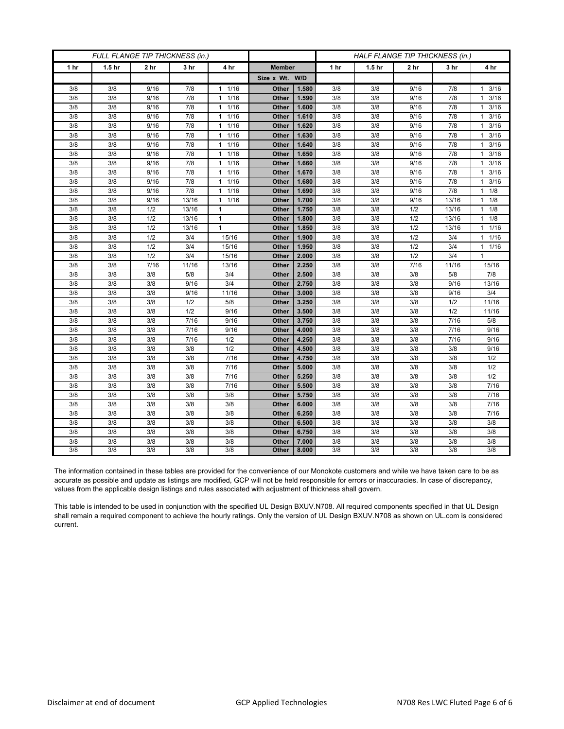| FULL FLANGE TIP THICKNESS (in.) | | | | | | | HALF FLANGE TIP THICKNESS (in.) | | | | |
|---|---|---|---|---|---|---|---|---|---|---|---|
| 1 hr | 1.5 hr | 2 hr | 3 hr | 4 hr | Member | | 1 hr | 1.5 hr | 2 hr | 3 hr | 4 hr |
| | | | | | Size x Wt. | W/D | | | | | |
| 3/8 | 3/8 | 9/16 | 7/8 | 1 1/16 | Other | 1.580 | 3/8 | 3/8 | 9/16 | 7/8 | 1 3/16 |
| 3/8 | 3/8 | 9/16 | 7/8 | 1 1/16 | Other | 1.590 | 3/8 | 3/8 | 9/16 | 7/8 | 1 3/16 |
| 3/8 | 3/8 | 9/16 | 7/8 | 1 1/16 | Other | 1.600 | 3/8 | 3/8 | 9/16 | 7/8 | 1 3/16 |
| 3/8 | 3/8 | 9/16 | 7/8 | 1 1/16 | Other | 1.610 | 3/8 | 3/8 | 9/16 | 7/8 | 1 3/16 |
| 3/8 | 3/8 | 9/16 | 7/8 | 1 1/16 | Other | 1.620 | 3/8 | 3/8 | 9/16 | 7/8 | 1 3/16 |
| 3/8 | 3/8 | 9/16 | 7/8 | 1 1/16 | Other | 1.630 | 3/8 | 3/8 | 9/16 | 7/8 | 1 3/16 |
| 3/8 | 3/8 | 9/16 | 7/8 | 1 1/16 | Other | 1.640 | 3/8 | 3/8 | 9/16 | 7/8 | 1 3/16 |
| 3/8 | 3/8 | 9/16 | 7/8 | 1 1/16 | Other | 1.650 | 3/8 | 3/8 | 9/16 | 7/8 | 1 3/16 |
| 3/8 | 3/8 | 9/16 | 7/8 | 1 1/16 | Other | 1.660 | 3/8 | 3/8 | 9/16 | 7/8 | 1 3/16 |
| 3/8 | 3/8 | 9/16 | 7/8 | 1 1/16 | Other | 1.670 | 3/8 | 3/8 | 9/16 | 7/8 | 1 3/16 |
| 3/8 | 3/8 | 9/16 | 7/8 | 1 1/16 | Other | 1.680 | 3/8 | 3/8 | 9/16 | 7/8 | 1 3/16 |
| 3/8 | 3/8 | 9/16 | 7/8 | 1 1/16 | Other | 1.690 | 3/8 | 3/8 | 9/16 | 7/8 | 1 1/8 |
| 3/8 | 3/8 | 9/16 | 13/16 | 1 1/16 | Other | 1.700 | 3/8 | 3/8 | 9/16 | 13/16 | 1 1/8 |
| 3/8 | 3/8 | 1/2 | 13/16 | 1 | Other | 1.750 | 3/8 | 3/8 | 1/2 | 13/16 | 1 1/8 |
| 3/8 | 3/8 | 1/2 | 13/16 | 1 | Other | 1.800 | 3/8 | 3/8 | 1/2 | 13/16 | 1 1/8 |
| 3/8 | 3/8 | 1/2 | 13/16 | 1 | Other | 1.850 | 3/8 | 3/8 | 1/2 | 13/16 | 1 1/16 |
| 3/8 | 3/8 | 1/2 | 3/4 | 15/16 | Other | 1.900 | 3/8 | 3/8 | 1/2 | 3/4 | 1 1/16 |
| 3/8 | 3/8 | 1/2 | 3/4 | 15/16 | Other | 1.950 | 3/8 | 3/8 | 1/2 | 3/4 | 1 1/16 |
| 3/8 | 3/8 | 1/2 | 3/4 | 15/16 | Other | 2.000 | 3/8 | 3/8 | 1/2 | 3/4 | 1 |
| 3/8 | 3/8 | 7/16 | 11/16 | 13/16 | Other | 2.250 | 3/8 | 3/8 | 7/16 | 11/16 | 15/16 |
| 3/8 | 3/8 | 3/8 | 5/8 | 3/4 | Other | 2.500 | 3/8 | 3/8 | 3/8 | 5/8 | 7/8 |
| 3/8 | 3/8 | 3/8 | 9/16 | 3/4 | Other | 2.750 | 3/8 | 3/8 | 3/8 | 9/16 | 13/16 |
| 3/8 | 3/8 | 3/8 | 9/16 | 11/16 | Other | 3.000 | 3/8 | 3/8 | 3/8 | 9/16 | 3/4 |
| 3/8 | 3/8 | 3/8 | 1/2 | 5/8 | Other | 3.250 | 3/8 | 3/8 | 3/8 | 1/2 | 11/16 |
| 3/8 | 3/8 | 3/8 | 1/2 | 9/16 | Other | 3.500 | 3/8 | 3/8 | 3/8 | 1/2 | 11/16 |
| 3/8 | 3/8 | 3/8 | 7/16 | 9/16 | Other | 3.750 | 3/8 | 3/8 | 3/8 | 7/16 | 5/8 |
| 3/8 | 3/8 | 3/8 | 7/16 | 9/16 | Other | 4.000 | 3/8 | 3/8 | 3/8 | 7/16 | 9/16 |
| 3/8 | 3/8 | 3/8 | 7/16 | 1/2 | Other | 4.250 | 3/8 | 3/8 | 3/8 | 7/16 | 9/16 |
| 3/8 | 3/8 | 3/8 | 3/8 | 1/2 | Other | 4.500 | 3/8 | 3/8 | 3/8 | 3/8 | 9/16 |
| 3/8 | 3/8 | 3/8 | 3/8 | 7/16 | Other | 4.750 | 3/8 | 3/8 | 3/8 | 3/8 | 1/2 |
| 3/8 | 3/8 | 3/8 | 3/8 | 7/16 | Other | 5.000 | 3/8 | 3/8 | 3/8 | 3/8 | 1/2 |
| 3/8 | 3/8 | 3/8 | 3/8 | 7/16 | Other | 5.250 | 3/8 | 3/8 | 3/8 | 3/8 | 1/2 |
| 3/8 | 3/8 | 3/8 | 3/8 | 7/16 | Other | 5.500 | 3/8 | 3/8 | 3/8 | 3/8 | 7/16 |
| 3/8 | 3/8 | 3/8 | 3/8 | 3/8 | Other | 5.750 | 3/8 | 3/8 | 3/8 | 3/8 | 7/16 |
| 3/8 | 3/8 | 3/8 | 3/8 | 3/8 | Other | 6.000 | 3/8 | 3/8 | 3/8 | 3/8 | 7/16 |
| 3/8 | 3/8 | 3/8 | 3/8 | 3/8 | Other | 6.250 | 3/8 | 3/8 | 3/8 | 3/8 | 7/16 |
| 3/8 | 3/8 | 3/8 | 3/8 | 3/8 | Other | 6.500 | 3/8 | 3/8 | 3/8 | 3/8 | 3/8 |
| 3/8 | 3/8 | 3/8 | 3/8 | 3/8 | Other | 6.750 | 3/8 | 3/8 | 3/8 | 3/8 | 3/8 |
| 3/8 | 3/8 | 3/8 | 3/8 | 3/8 | Other | 7.000 | 3/8 | 3/8 | 3/8 | 3/8 | 3/8 |
| 3/8 | 3/8 | 3/8 | 3/8 | 3/8 | Other | 8.000 | 3/8 | 3/8 | 3/8 | 3/8 | 3/8 |

The information contained in these tables are provided for the convenience of our Monokote customers and while we have taken care to be as accurate as possible and update as listings are modified, GCP will not be held responsible for errors or inaccuracies. In case of discrepancy, values from the applicable design listings and rules associated with adjustment of thickness shall govern.

This table is intended to be used in conjunction with the specified UL Design BXUV.N708. All required components specified in that UL Design shall remain a required component to achieve the hourly ratings. Only the version of UL Design BXUV.N708 as shown on UL.com is considered current.